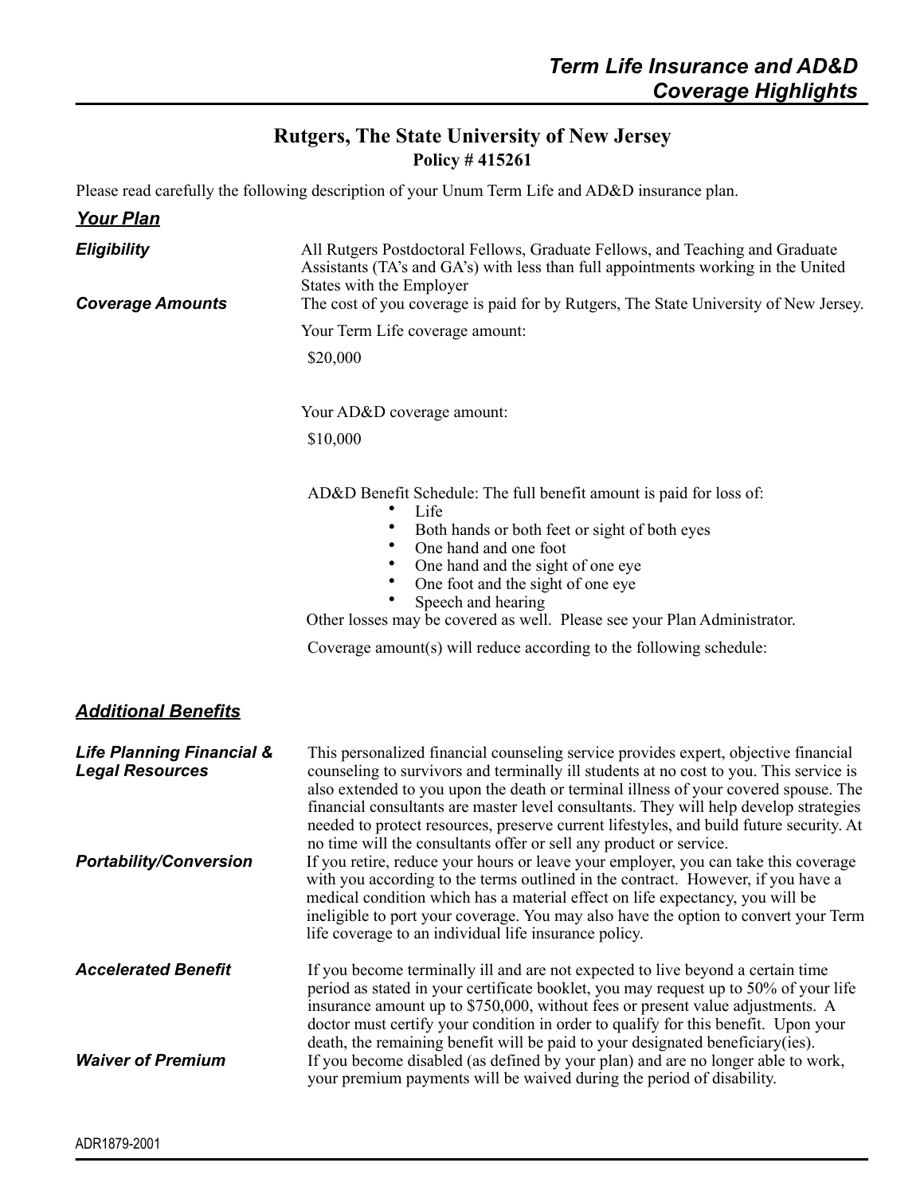# Term Life Insurance and AD&D Coverage Highlights

## Rutgers, The State University of New Jersey

**Policy # 415261**

Please read carefully the following description of your Unum Term Life and AD&D insurance plan.

## Your Plan

***Eligibility***

All Rutgers Postdoctoral Fellows, Graduate Fellows, and Teaching and Graduate Assistants (TA's and GA's) with less than full appointments working in the United States with the Employer

***Coverage Amounts***

The cost of you coverage is paid for by Rutgers, The State University of New Jersey.

Your Term Life coverage amount:

$20,000

Your AD&D coverage amount:

$10,000

AD&D Benefit Schedule: The full benefit amount is paid for loss of:

- Life
- Both hands or both feet or sight of both eyes
- One hand and one foot
- One hand and the sight of one eye
- One foot and the sight of one eye
- Speech and hearing

Other losses may be covered as well. Please see your Plan Administrator.

Coverage amount(s) will reduce according to the following schedule:

## Additional Benefits

***Life Planning Financial & Legal Resources***

This personalized financial counseling service provides expert, objective financial counseling to survivors and terminally ill students at no cost to you. This service is also extended to you upon the death or terminal illness of your covered spouse. The financial consultants are master level consultants. They will help develop strategies needed to protect resources, preserve current lifestyles, and build future security. At no time will the consultants offer or sell any product or service.

***Portability/Conversion***

If you retire, reduce your hours or leave your employer, you can take this coverage with you according to the terms outlined in the contract. However, if you have a medical condition which has a material effect on life expectancy, you will be ineligible to port your coverage. You may also have the option to convert your Term life coverage to an individual life insurance policy.

***Accelerated Benefit***

If you become terminally ill and are not expected to live beyond a certain time period as stated in your certificate booklet, you may request up to 50% of your life insurance amount up to $750,000, without fees or present value adjustments. A doctor must certify your condition in order to qualify for this benefit. Upon your death, the remaining benefit will be paid to your designated beneficiary(ies).

***Waiver of Premium***

If you become disabled (as defined by your plan) and are no longer able to work, your premium payments will be waived during the period of disability.

ADR1879-2001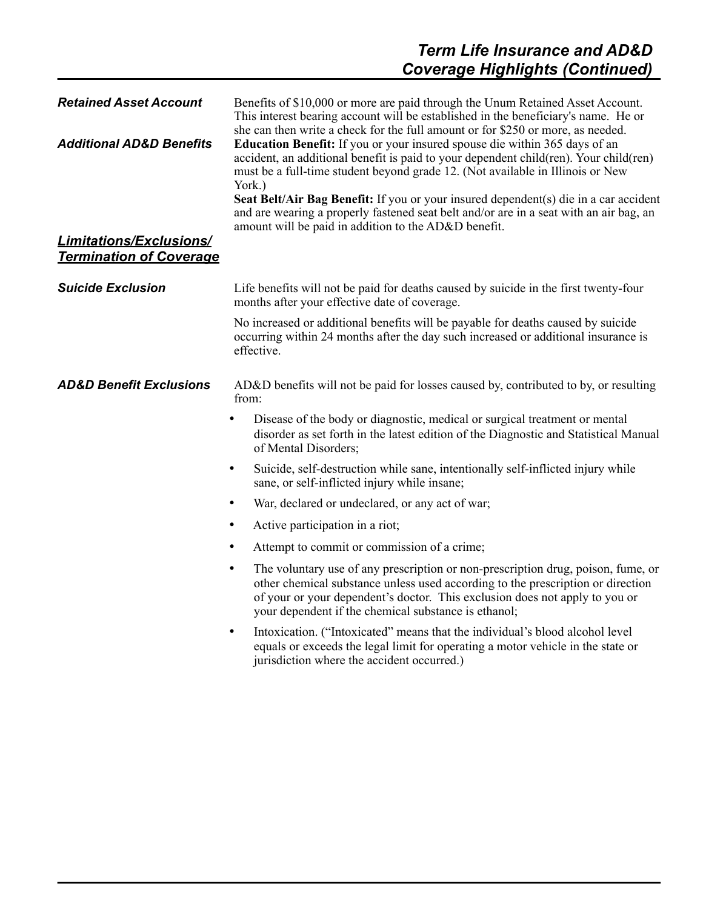## Term Life Insurance and AD&D Coverage Highlights (Continued)

***Retained Asset Account***

Benefits of $10,000 or more are paid through the Unum Retained Asset Account. This interest bearing account will be established in the beneficiary's name. He or she can then write a check for the full amount or for $250 or more, as needed.

***Additional AD&D Benefits***

**Education Benefit:** If you or your insured spouse die within 365 days of an accident, an additional benefit is paid to your dependent child(ren). Your child(ren) must be a full-time student beyond grade 12. (Not available in Illinois or New York.)

**Seat Belt/Air Bag Benefit:** If you or your insured dependent(s) die in a car accident and are wearing a properly fastened seat belt and/or are in a seat with an air bag, an amount will be paid in addition to the AD&D benefit.

### *Limitations/Exclusions/ Termination of Coverage*

***Suicide Exclusion***

Life benefits will not be paid for deaths caused by suicide in the first twenty-four months after your effective date of coverage.

No increased or additional benefits will be payable for deaths caused by suicide occurring within 24 months after the day such increased or additional insurance is effective.

***AD&D Benefit Exclusions***

AD&D benefits will not be paid for losses caused by, contributed to by, or resulting from:

- Disease of the body or diagnostic, medical or surgical treatment or mental disorder as set forth in the latest edition of the Diagnostic and Statistical Manual of Mental Disorders;
- Suicide, self-destruction while sane, intentionally self-inflicted injury while sane, or self-inflicted injury while insane;
- War, declared or undeclared, or any act of war;
- Active participation in a riot;
- Attempt to commit or commission of a crime;
- The voluntary use of any prescription or non-prescription drug, poison, fume, or other chemical substance unless used according to the prescription or direction of your or your dependent's doctor. This exclusion does not apply to you or your dependent if the chemical substance is ethanol;
- Intoxication. ("Intoxicated" means that the individual's blood alcohol level equals or exceeds the legal limit for operating a motor vehicle in the state or jurisdiction where the accident occurred.)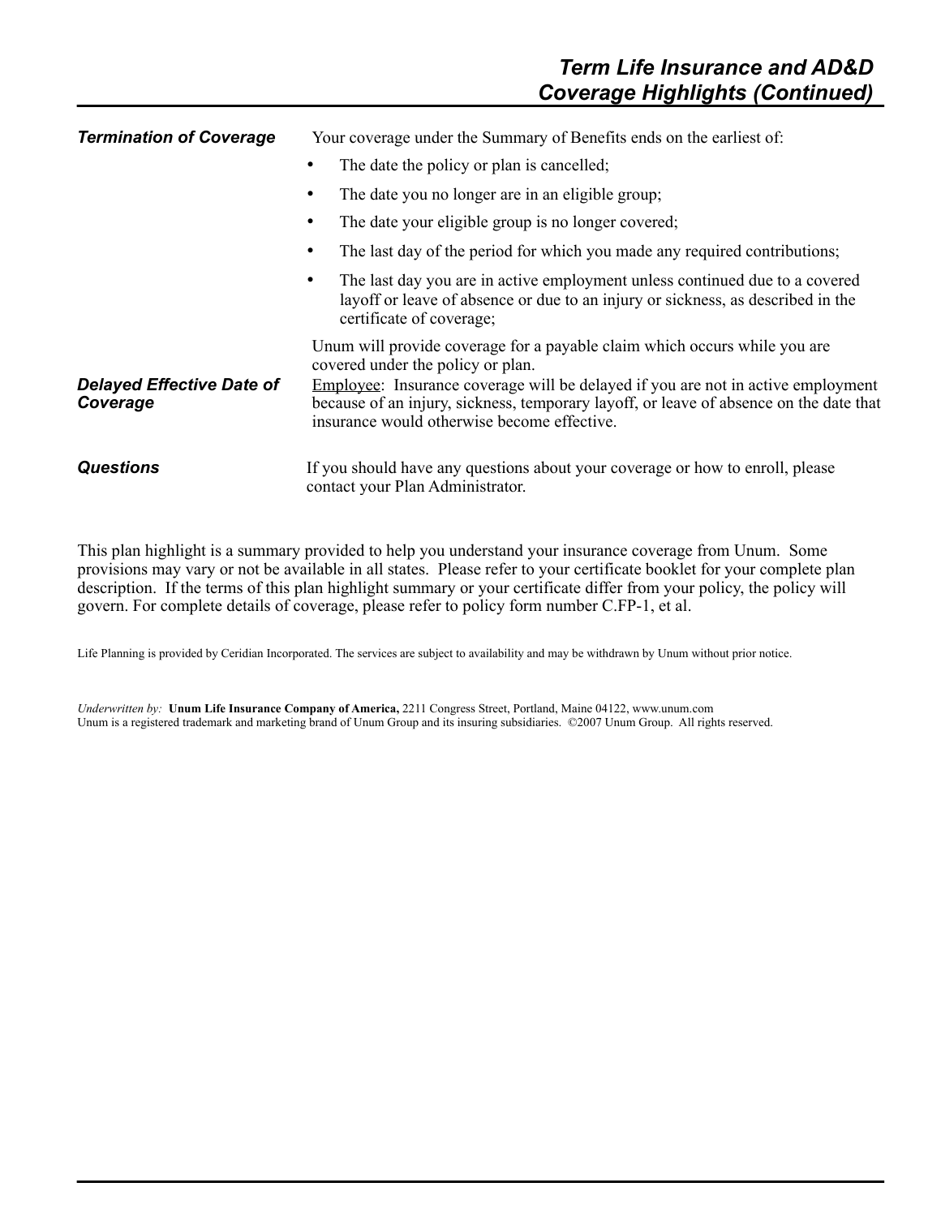## *Term Life Insurance and AD&D Coverage Highlights (Continued)*

***Termination of Coverage***

Your coverage under the Summary of Benefits ends on the earliest of:

- The date the policy or plan is cancelled;
- The date you no longer are in an eligible group;
- The date your eligible group is no longer covered;
- The last day of the period for which you made any required contributions;
- The last day you are in active employment unless continued due to a covered layoff or leave of absence or due to an injury or sickness, as described in the certificate of coverage;

Unum will provide coverage for a payable claim which occurs while you are covered under the policy or plan.

***Delayed Effective Date of Coverage***

Employee: Insurance coverage will be delayed if you are not in active employment because of an injury, sickness, temporary layoff, or leave of absence on the date that insurance would otherwise become effective.

***Questions***

If you should have any questions about your coverage or how to enroll, please contact your Plan Administrator.

This plan highlight is a summary provided to help you understand your insurance coverage from Unum. Some provisions may vary or not be available in all states. Please refer to your certificate booklet for your complete plan description. If the terms of this plan highlight summary or your certificate differ from your policy, the policy will govern. For complete details of coverage, please refer to policy form number C.FP-1, et al.

Life Planning is provided by Ceridian Incorporated. The services are subject to availability and may be withdrawn by Unum without prior notice.

*Underwritten by:* **Unum Life Insurance Company of America,** 2211 Congress Street, Portland, Maine 04122, www.unum.com
Unum is a registered trademark and marketing brand of Unum Group and its insuring subsidiaries. ©2007 Unum Group. All rights reserved.